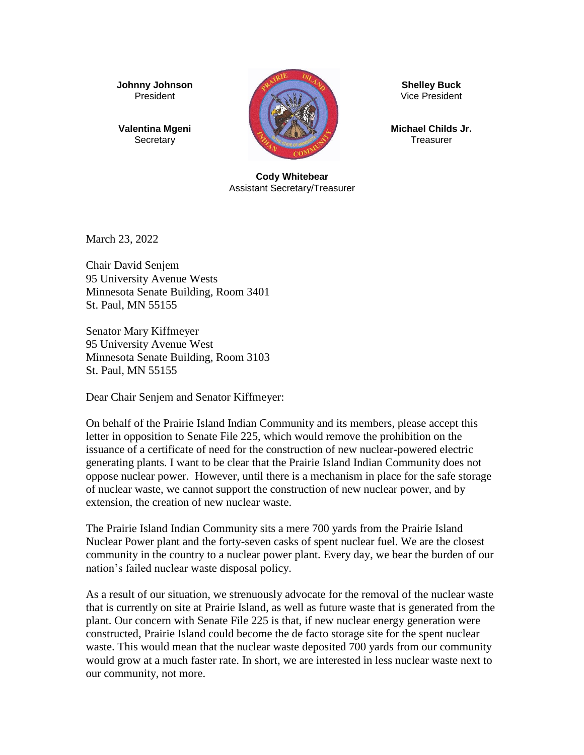**Johnny Johnson**
President

**Valentina Mgeni**
Secretary

**Shelley Buck**
Vice President

**Michael Childs Jr.**
Treasurer

**Cody Whitebear**
Assistant Secretary/Treasurer

March 23, 2022

Chair David Senjem
95 University Avenue Wests
Minnesota Senate Building, Room 3401
St. Paul, MN 55155

Senator Mary Kiffmeyer
95 University Avenue West
Minnesota Senate Building, Room 3103
St. Paul, MN 55155

Dear Chair Senjem and Senator Kiffmeyer:

On behalf of the Prairie Island Indian Community and its members, please accept this letter in opposition to Senate File 225, which would remove the prohibition on the issuance of a certificate of need for the construction of new nuclear-powered electric generating plants. I want to be clear that the Prairie Island Indian Community does not oppose nuclear power. However, until there is a mechanism in place for the safe storage of nuclear waste, we cannot support the construction of new nuclear power, and by extension, the creation of new nuclear waste.

The Prairie Island Indian Community sits a mere 700 yards from the Prairie Island Nuclear Power plant and the forty-seven casks of spent nuclear fuel. We are the closest community in the country to a nuclear power plant. Every day, we bear the burden of our nation's failed nuclear waste disposal policy.

As a result of our situation, we strenuously advocate for the removal of the nuclear waste that is currently on site at Prairie Island, as well as future waste that is generated from the plant. Our concern with Senate File 225 is that, if new nuclear energy generation were constructed, Prairie Island could become the de facto storage site for the spent nuclear waste. This would mean that the nuclear waste deposited 700 yards from our community would grow at a much faster rate. In short, we are interested in less nuclear waste next to our community, not more.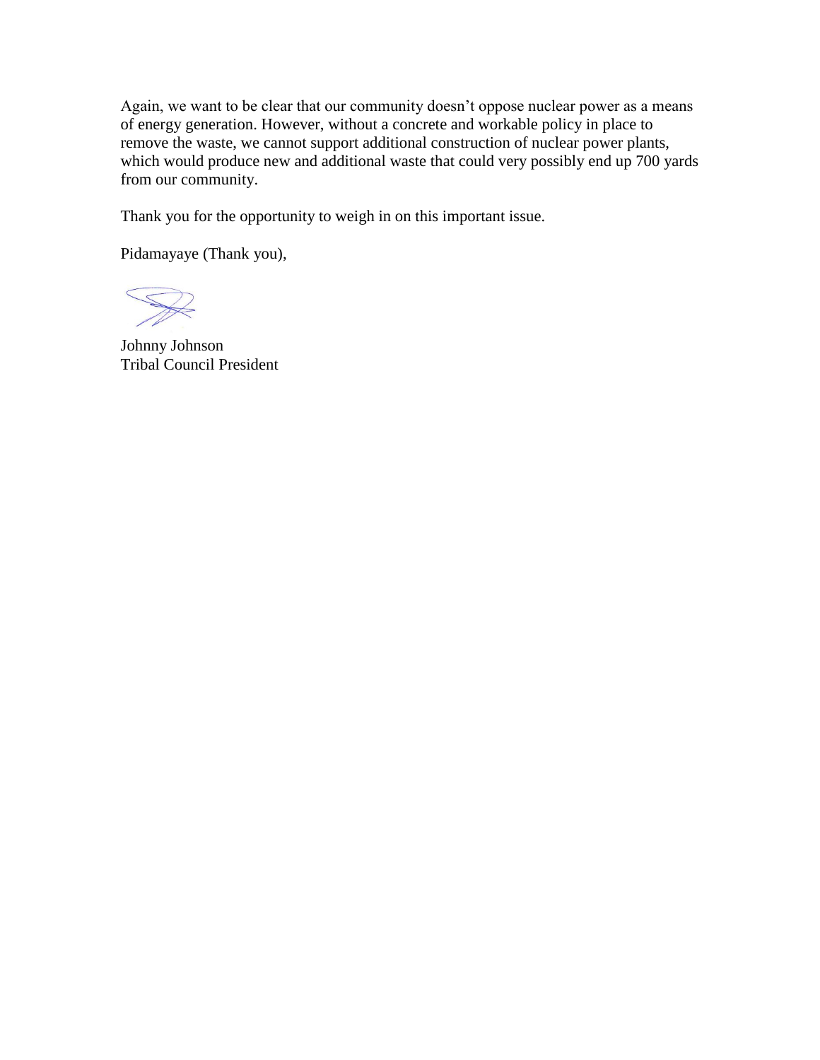Again, we want to be clear that our community doesn't oppose nuclear power as a means of energy generation. However, without a concrete and workable policy in place to remove the waste, we cannot support additional construction of nuclear power plants, which would produce new and additional waste that could very possibly end up 700 yards from our community.

Thank you for the opportunity to weigh in on this important issue.

Pidamayaye (Thank you),

Johnny Johnson
Tribal Council President